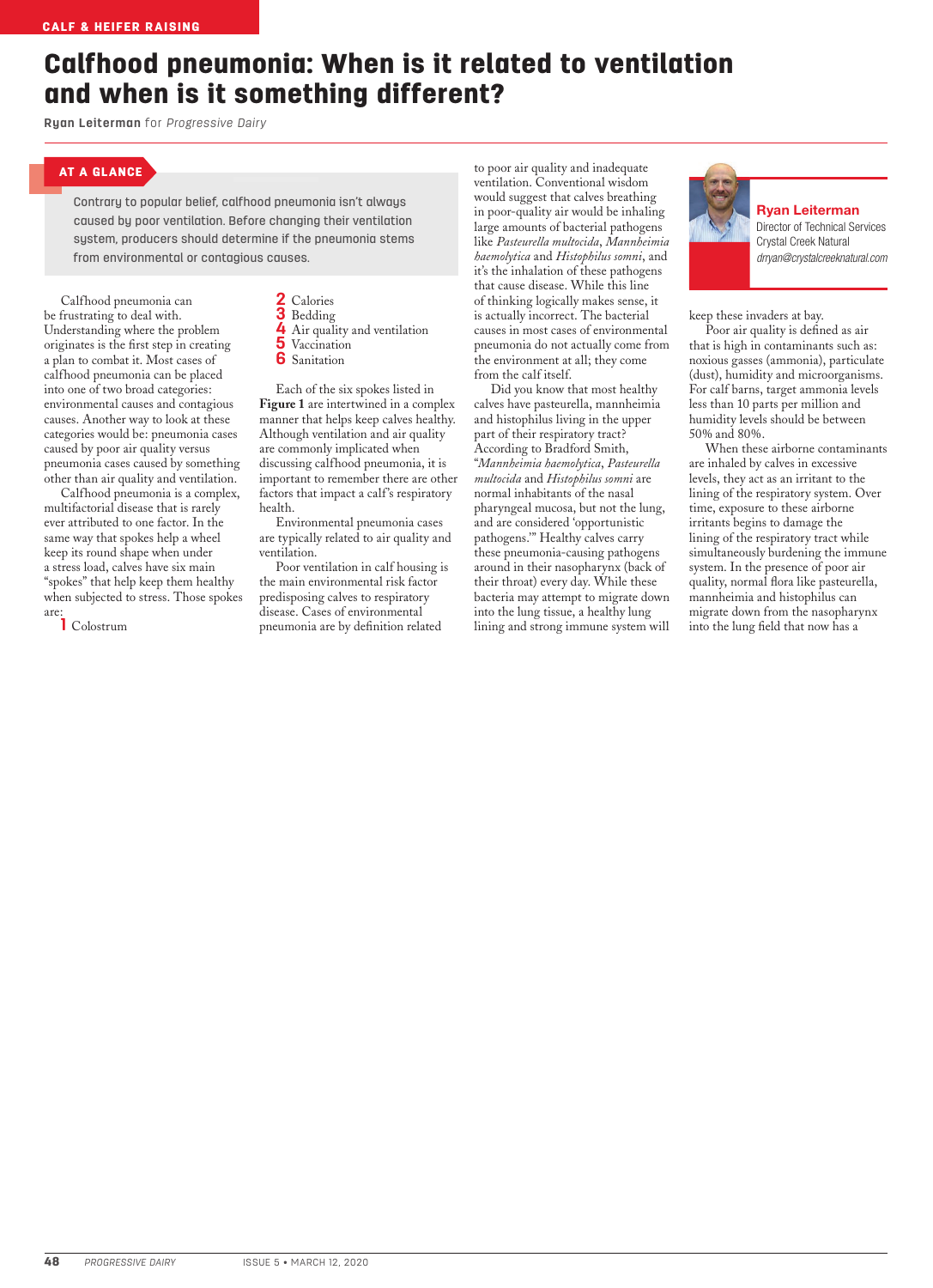# Calfhood pneumonia: When is it related to ventilation and when is it something different?

**Ryan Leiterman** for *Progressive Dairy*

**AT A GLANCE**

Contrary to popular belief, calfhood pneumonia isn't always caused by poor ventilation. Before changing their ventilation system, producers should determine if the pneumonia stems from environmental or contagious causes.

Calfhood pneumonia can be frustrating to deal with. Understanding where the problem originates is the first step in creating a plan to combat it. Most cases of calfhood pneumonia can be placed into one of two broad categories: environmental causes and contagious causes. Another way to look at these categories would be: pneumonia cases caused by poor air quality versus pneumonia cases caused by something other than air quality and ventilation.

Calfhood pneumonia is a complex, multifactorial disease that is rarely ever attributed to one factor. In the same way that spokes help a wheel keep its round shape when under a stress load, calves have six main "spokes" that help keep them healthy when subjected to stress. Those spokes are:

1. Colostrum
2. Calories
3. Bedding
4. Air quality and ventilation
5. Vaccination
6. Sanitation

Each of the six spokes listed in **Figure 1** are intertwined in a complex manner that helps keep calves healthy. Although ventilation and air quality are commonly implicated when discussing calfhood pneumonia, it is important to remember there are other factors that impact a calf's respiratory health.

Environmental pneumonia cases are typically related to air quality and ventilation.

Poor ventilation in calf housing is the main environmental risk factor predisposing calves to respiratory disease. Cases of environmental pneumonia are by definition related to poor air quality and inadequate ventilation. Conventional wisdom would suggest that calves breathing in poor-quality air would be inhaling large amounts of bacterial pathogens like *Pasteurella multocida*, *Mannheimia haemolytica* and *Histophilus somni*, and it's the inhalation of these pathogens that cause disease. While this line of thinking logically makes sense, it is actually incorrect. The bacterial causes in most cases of environmental pneumonia do not actually come from the environment at all; they come from the calf itself.

Did you know that most healthy calves have pasteurella, mannheimia and histophilus living in the upper part of their respiratory tract? According to Bradford Smith, "*Mannheimia haemolytica*, *Pasteurella multocida* and *Histophilus somni* are normal inhabitants of the nasal pharyngeal mucosa, but not the lung, and are considered 'opportunistic pathogens.'" Healthy calves carry these pneumonia-causing pathogens around in their nasopharynx (back of their throat) every day. While these bacteria may attempt to migrate down into the lung tissue, a healthy lung lining and strong immune system will keep these invaders at bay.

**Ryan Leiterman**
Director of Technical Services
Crystal Creek Natural
*drryan@crystalcreeknatural.com*

Poor air quality is defined as air that is high in contaminants such as: noxious gasses (ammonia), particulate (dust), humidity and microorganisms. For calf barns, target ammonia levels less than 10 parts per million and humidity levels should be between 50% and 80%.

When these airborne contaminants are inhaled by calves in excessive levels, they act as an irritant to the lining of the respiratory system. Over time, exposure to these airborne irritants begins to damage the lining of the respiratory tract while simultaneously burdening the immune system. In the presence of poor air quality, normal flora like pasteurella, mannheimia and histophilus can migrate down from the nasopharynx into the lung field that now has a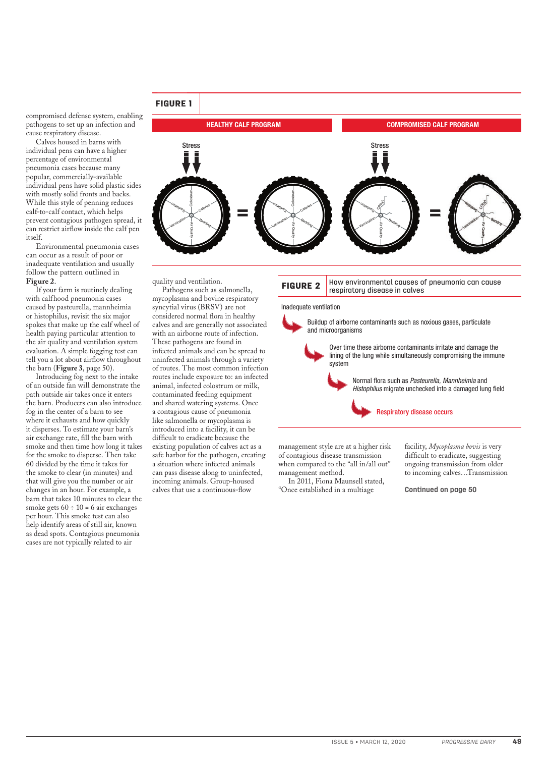compromised defense system, enabling pathogens to set up an infection and cause respiratory disease.

Calves housed in barns with individual pens can have a higher percentage of environmental pneumonia cases because many popular, commercially-available individual pens have solid plastic sides with mostly solid fronts and backs. While this style of penning reduces calf-to-calf contact, which helps prevent contagious pathogen spread, it can restrict airflow inside the calf pen itself.

Environmental pneumonia cases can occur as a result of poor or inadequate ventilation and usually follow the pattern outlined in **Figure 2**.

If your farm is routinely dealing with calfhood pneumonia cases caused by pasteurella, mannheimia or histophilus, revisit the six major spokes that make up the calf wheel of health paying particular attention to the air quality and ventilation system evaluation. A simple fogging test can tell you a lot about airflow throughout the barn (**Figure 3**, page 50).

Introducing fog next to the intake of an outside fan will demonstrate the path outside air takes once it enters the barn. Producers can also introduce fog in the center of a barn to see where it exhausts and how quickly it disperses. To estimate your barn's air exchange rate, fill the barn with smoke and then time how long it takes for the smoke to disperse. Then take 60 divided by the time it takes for the smoke to clear (in minutes) and that will give you the number or air changes in an hour. For example, a barn that takes 10 minutes to clear the smoke gets 60 ÷ 10 = 6 air exchanges per hour. This smoke test can also help identify areas of still air, known as dead spots. Contagious pneumonia cases are not typically related to air quality and ventilation.

Pathogens such as salmonella, mycoplasma and bovine respiratory syncytial virus (BRSV) are not considered normal flora in healthy calves and are generally not associated with an airborne route of infection. These pathogens are found in infected animals and can be spread to uninfected animals through a variety of routes. The most common infection routes include exposure to: an infected animal, infected colostrum or milk, contaminated feeding equipment and shared watering systems. Once a contagious cause of pneumonia like salmonella or mycoplasma is introduced into a facility, it can be difficult to eradicate because the existing population of calves act as a safe harbor for the pathogen, creating a situation where infected animals can pass disease along to uninfected, incoming animals. Group-housed calves that use a continuous-flow management style are at a higher risk of contagious disease transmission when compared to the "all in/all out" management method.

In 2011, Fiona Maunsell stated, "Once established in a multiage facility, *Mycoplasma bovis* is very difficult to eradicate, suggesting ongoing transmission from older to incoming calves…Transmission

**Continued on page 50**

---

**FIGURE 1**

| HEALTHY CALF PROGRAM | COMPROMISED CALF PROGRAM |
|---|---|

Stress → (wheel: Colostrum, Calories, Bedding, Air Quality, Vaccination, Sanitation) = (wheel)

Stress → (wheel: Colostrum, Calories, Bedding, Air Quality, Vaccination, Sanitation) = (deformed wheel)

---

**FIGURE 2** How environmental causes of pneumonia can cause respiratory disease in calves

Inadequate ventilation

→ Buildup of airborne contaminants such as noxious gases, particulate and microorganisms

→ Over time these airborne contaminants irritate and damage the lining of the lung while simultaneously compromising the immune system

→ Normal flora such as *Pasteurella, Mannheimia* and *Histophilus* migrate unchecked into a damaged lung field

→ Respiratory disease occurs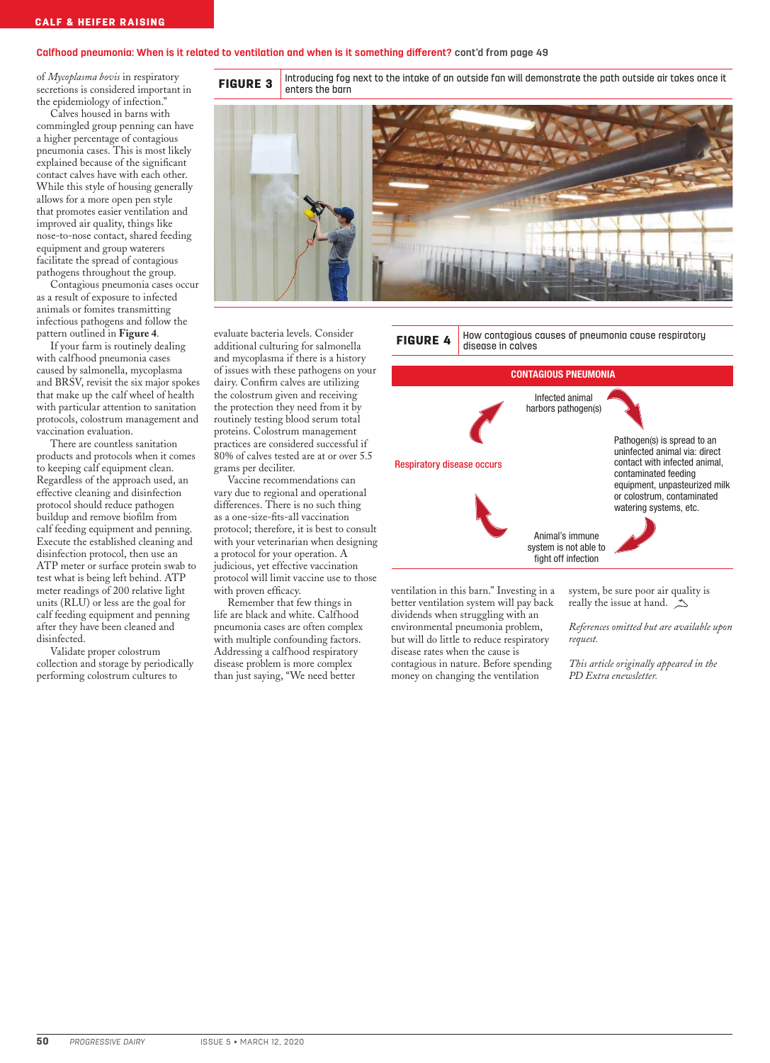**Calfhood pneumonia: When is it related to ventilation and when is it something different?** cont'd from page 49

of *Mycoplasma bovis* in respiratory secretions is considered important in the epidemiology of infection."

Calves housed in barns with commingled group penning can have a higher percentage of contagious pneumonia cases. This is most likely explained because of the significant contact calves have with each other. While this style of housing generally allows for a more open pen style that promotes easier ventilation and improved air quality, things like nose-to-nose contact, shared feeding equipment and group waterers facilitate the spread of contagious pathogens throughout the group.

Contagious pneumonia cases occur as a result of exposure to infected animals or fomites transmitting infectious pathogens and follow the pattern outlined in **Figure 4**.

If your farm is routinely dealing with calfhood pneumonia cases caused by salmonella, mycoplasma and BRSV, revisit the six major spokes that make up the calf wheel of health with particular attention to sanitation protocols, colostrum management and vaccination evaluation.

There are countless sanitation products and protocols when it comes to keeping calf equipment clean. Regardless of the approach used, an effective cleaning and disinfection protocol should reduce pathogen buildup and remove biofilm from calf feeding equipment and penning. Execute the established cleaning and disinfection protocol, then use an ATP meter or surface protein swab to test what is being left behind. ATP meter readings of 200 relative light units (RLU) or less are the goal for calf feeding equipment and penning after they have been cleaned and disinfected.

Validate proper colostrum collection and storage by periodically performing colostrum cultures to evaluate bacteria levels. Consider additional culturing for salmonella and mycoplasma if there is a history of issues with these pathogens on your dairy. Confirm calves are utilizing the colostrum given and receiving the protection they need from it by routinely testing blood serum total proteins. Colostrum management practices are considered successful if 80% of calves tested are at or over 5.5 grams per deciliter.

Vaccine recommendations can vary due to regional and operational differences. There is no such thing as a one-size-fits-all vaccination protocol; therefore, it is best to consult with your veterinarian when designing a protocol for your operation. A judicious, yet effective vaccination protocol will limit vaccine use to those with proven efficacy.

Remember that few things in life are black and white. Calfhood pneumonia cases are often complex with multiple confounding factors. Addressing a calfhood respiratory disease problem is more complex than just saying, "We need better ventilation in this barn." Investing in a better ventilation system will pay back dividends when struggling with an environmental pneumonia problem, but will do little to reduce respiratory disease rates when the cause is contagious in nature. Before spending money on changing the ventilation system, be sure poor air quality is really the issue at hand.

**FIGURE 3** Introducing fog next to the intake of an outside fan will demonstrate the path outside air takes once it enters the barn

**FIGURE 4** How contagious causes of pneumonia cause respiratory disease in calves

CONTAGIOUS PNEUMONIA

Infected animal harbors pathogen(s)

Pathogen(s) is spread to an uninfected animal via: direct contact with infected animal, contaminated feeding equipment, unpasteurized milk or colostrum, contaminated watering systems, etc.

Animal's immune system is not able to fight off infection

Respiratory disease occurs

*References omitted but are available upon request.*

*This article originally appeared in the PD Extra enewsletter.*